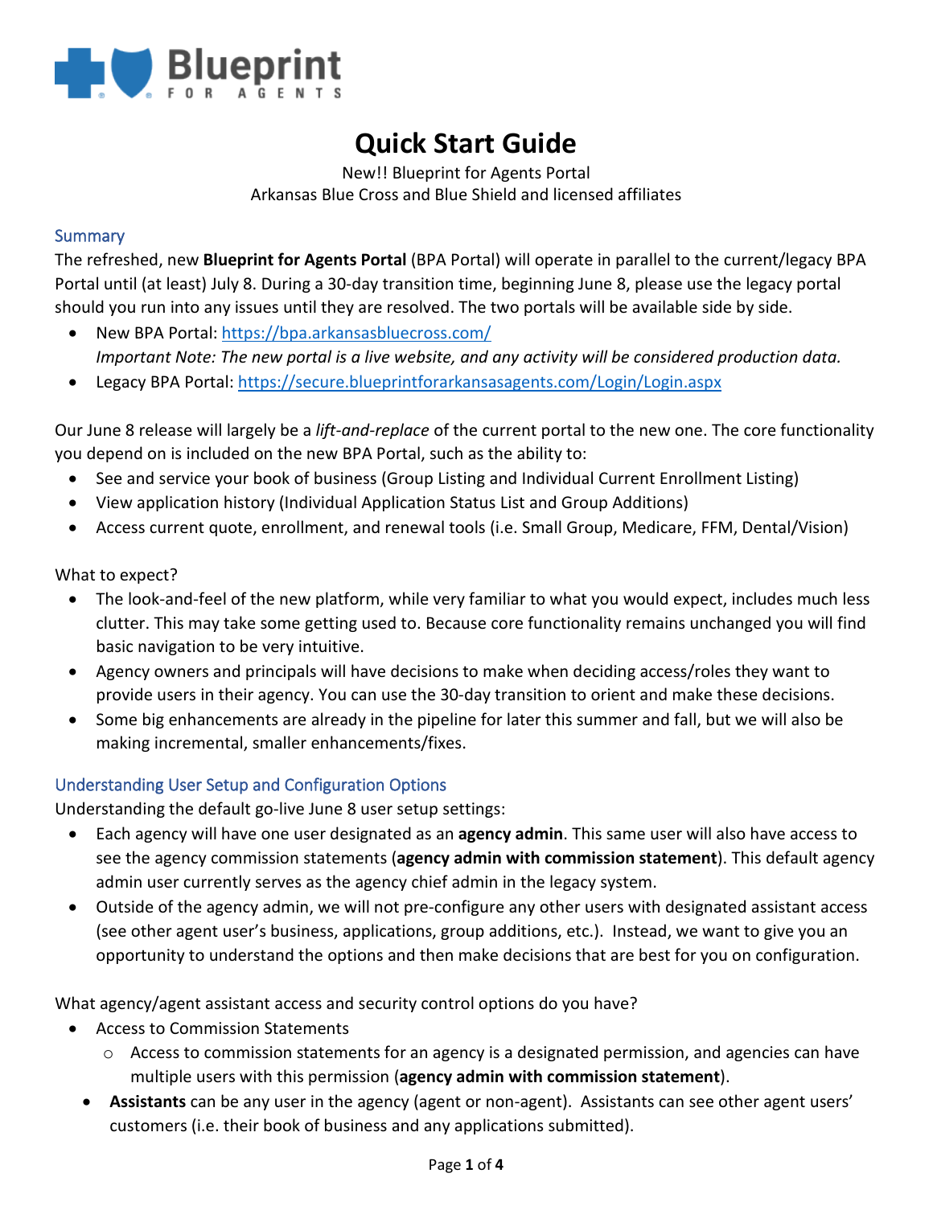# Quick Start Guide

New!! Blueprint for Agents Portal
Arkansas Blue Cross and Blue Shield and licensed affiliates

## Summary

The refreshed, new **Blueprint for Agents Portal** (BPA Portal) will operate in parallel to the current/legacy BPA Portal until (at least) July 8. During a 30-day transition time, beginning June 8, please use the legacy portal should you run into any issues until they are resolved. The two portals will be available side by side.

- New BPA Portal: https://bpa.arkansasbluecross.com/
  *Important Note: The new portal is a live website, and any activity will be considered production data.*
- Legacy BPA Portal: https://secure.blueprintforarkansasagents.com/Login/Login.aspx

Our June 8 release will largely be a *lift-and-replace* of the current portal to the new one. The core functionality you depend on is included on the new BPA Portal, such as the ability to:

- See and service your book of business (Group Listing and Individual Current Enrollment Listing)
- View application history (Individual Application Status List and Group Additions)
- Access current quote, enrollment, and renewal tools (i.e. Small Group, Medicare, FFM, Dental/Vision)

What to expect?

- The look-and-feel of the new platform, while very familiar to what you would expect, includes much less clutter. This may take some getting used to. Because core functionality remains unchanged you will find basic navigation to be very intuitive.
- Agency owners and principals will have decisions to make when deciding access/roles they want to provide users in their agency. You can use the 30-day transition to orient and make these decisions.
- Some big enhancements are already in the pipeline for later this summer and fall, but we will also be making incremental, smaller enhancements/fixes.

## Understanding User Setup and Configuration Options

Understanding the default go-live June 8 user setup settings:

- Each agency will have one user designated as an **agency admin**. This same user will also have access to see the agency commission statements (**agency admin with commission statement**). This default agency admin user currently serves as the agency chief admin in the legacy system.
- Outside of the agency admin, we will not pre-configure any other users with designated assistant access (see other agent user's business, applications, group additions, etc.). Instead, we want to give you an opportunity to understand the options and then make decisions that are best for you on configuration.

What agency/agent assistant access and security control options do you have?

- Access to Commission Statements
  - Access to commission statements for an agency is a designated permission, and agencies can have multiple users with this permission (**agency admin with commission statement**).
- **Assistants** can be any user in the agency (agent or non-agent). Assistants can see other agent users' customers (i.e. their book of business and any applications submitted).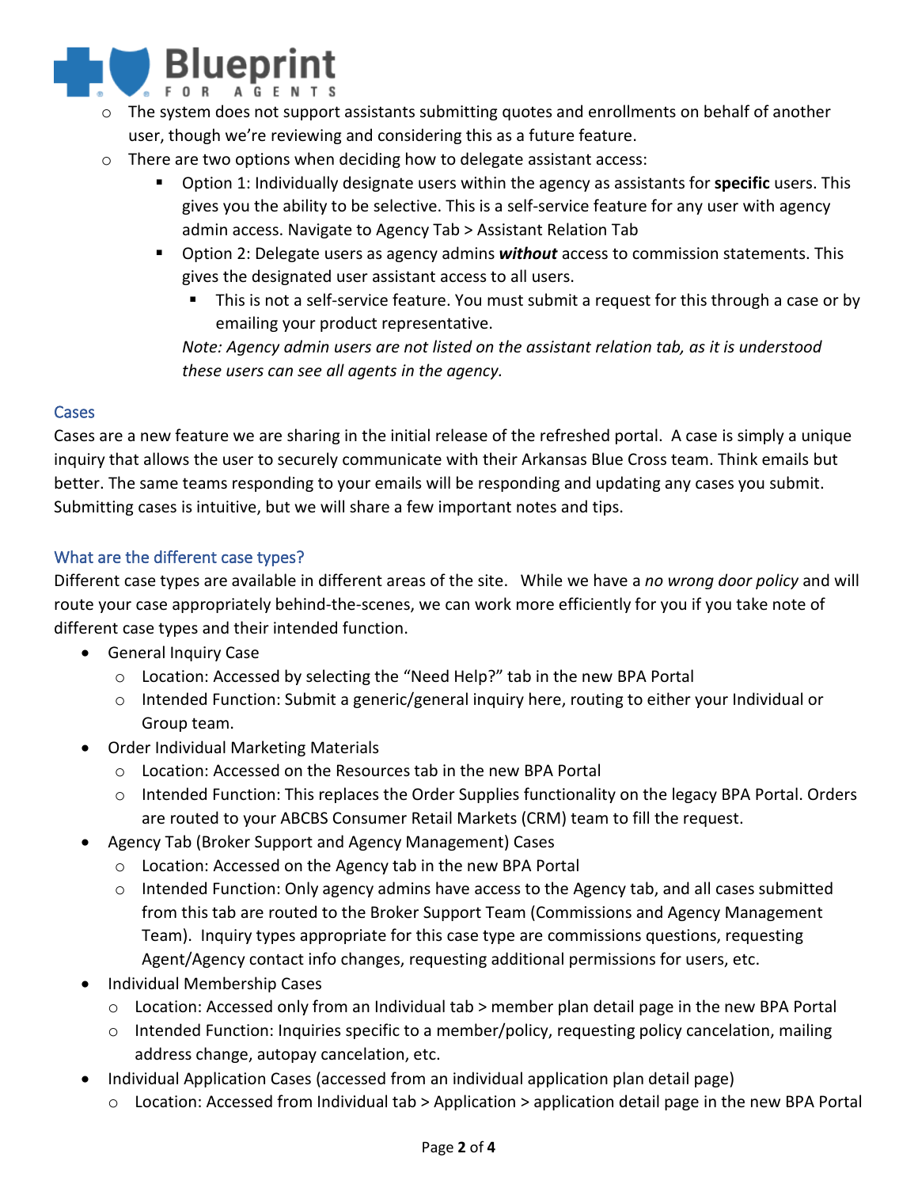- The system does not support assistants submitting quotes and enrollments on behalf of another user, though we're reviewing and considering this as a future feature.
- There are two options when deciding how to delegate assistant access:
  - Option 1: Individually designate users within the agency as assistants for **specific** users. This gives you the ability to be selective. This is a self-service feature for any user with agency admin access. Navigate to Agency Tab > Assistant Relation Tab
  - Option 2: Delegate users as agency admins ***without*** access to commission statements. This gives the designated user assistant access to all users.
    - This is not a self-service feature. You must submit a request for this through a case or by emailing your product representative.

    *Note: Agency admin users are not listed on the assistant relation tab, as it is understood these users can see all agents in the agency.*

## Cases

Cases are a new feature we are sharing in the initial release of the refreshed portal. A case is simply a unique inquiry that allows the user to securely communicate with their Arkansas Blue Cross team. Think emails but better. The same teams responding to your emails will be responding and updating any cases you submit. Submitting cases is intuitive, but we will share a few important notes and tips.

## What are the different case types?

Different case types are available in different areas of the site. While we have a *no wrong door policy* and will route your case appropriately behind-the-scenes, we can work more efficiently for you if you take note of different case types and their intended function.

- General Inquiry Case
  - Location: Accessed by selecting the "Need Help?" tab in the new BPA Portal
  - Intended Function: Submit a generic/general inquiry here, routing to either your Individual or Group team.
- Order Individual Marketing Materials
  - Location: Accessed on the Resources tab in the new BPA Portal
  - Intended Function: This replaces the Order Supplies functionality on the legacy BPA Portal. Orders are routed to your ABCBS Consumer Retail Markets (CRM) team to fill the request.
- Agency Tab (Broker Support and Agency Management) Cases
  - Location: Accessed on the Agency tab in the new BPA Portal
  - Intended Function: Only agency admins have access to the Agency tab, and all cases submitted from this tab are routed to the Broker Support Team (Commissions and Agency Management Team). Inquiry types appropriate for this case type are commissions questions, requesting Agent/Agency contact info changes, requesting additional permissions for users, etc.
- Individual Membership Cases
  - Location: Accessed only from an Individual tab > member plan detail page in the new BPA Portal
  - Intended Function: Inquiries specific to a member/policy, requesting policy cancelation, mailing address change, autopay cancelation, etc.
- Individual Application Cases (accessed from an individual application plan detail page)
  - Location: Accessed from Individual tab > Application > application detail page in the new BPA Portal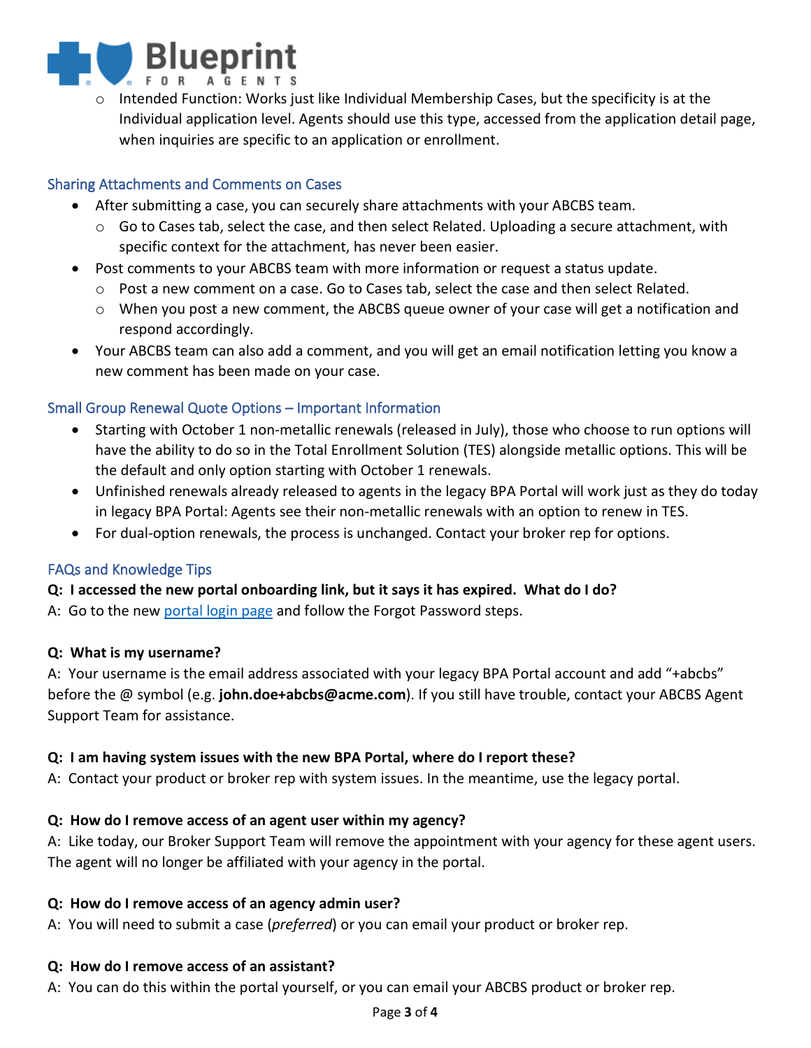- Intended Function: Works just like Individual Membership Cases, but the specificity is at the Individual application level. Agents should use this type, accessed from the application detail page, when inquiries are specific to an application or enrollment.

### Sharing Attachments and Comments on Cases

- After submitting a case, you can securely share attachments with your ABCBS team.
  - Go to Cases tab, select the case, and then select Related. Uploading a secure attachment, with specific context for the attachment, has never been easier.
- Post comments to your ABCBS team with more information or request a status update.
  - Post a new comment on a case. Go to Cases tab, select the case and then select Related.
  - When you post a new comment, the ABCBS queue owner of your case will get a notification and respond accordingly.
- Your ABCBS team can also add a comment, and you will get an email notification letting you know a new comment has been made on your case.

### Small Group Renewal Quote Options – Important Information

- Starting with October 1 non-metallic renewals (released in July), those who choose to run options will have the ability to do so in the Total Enrollment Solution (TES) alongside metallic options. This will be the default and only option starting with October 1 renewals.
- Unfinished renewals already released to agents in the legacy BPA Portal will work just as they do today in legacy BPA Portal: Agents see their non-metallic renewals with an option to renew in TES.
- For dual-option renewals, the process is unchanged. Contact your broker rep for options.

### FAQs and Knowledge Tips

**Q: I accessed the new portal onboarding link, but it says it has expired. What do I do?**

A: Go to the new portal login page and follow the Forgot Password steps.

**Q: What is my username?**

A: Your username is the email address associated with your legacy BPA Portal account and add "+abcbs" before the @ symbol (e.g. **john.doe+abcbs@acme.com**). If you still have trouble, contact your ABCBS Agent Support Team for assistance.

**Q: I am having system issues with the new BPA Portal, where do I report these?**

A: Contact your product or broker rep with system issues. In the meantime, use the legacy portal.

**Q: How do I remove access of an agent user within my agency?**

A: Like today, our Broker Support Team will remove the appointment with your agency for these agent users. The agent will no longer be affiliated with your agency in the portal.

**Q: How do I remove access of an agency admin user?**

A: You will need to submit a case (*preferred*) or you can email your product or broker rep.

**Q: How do I remove access of an assistant?**

A: You can do this within the portal yourself, or you can email your ABCBS product or broker rep.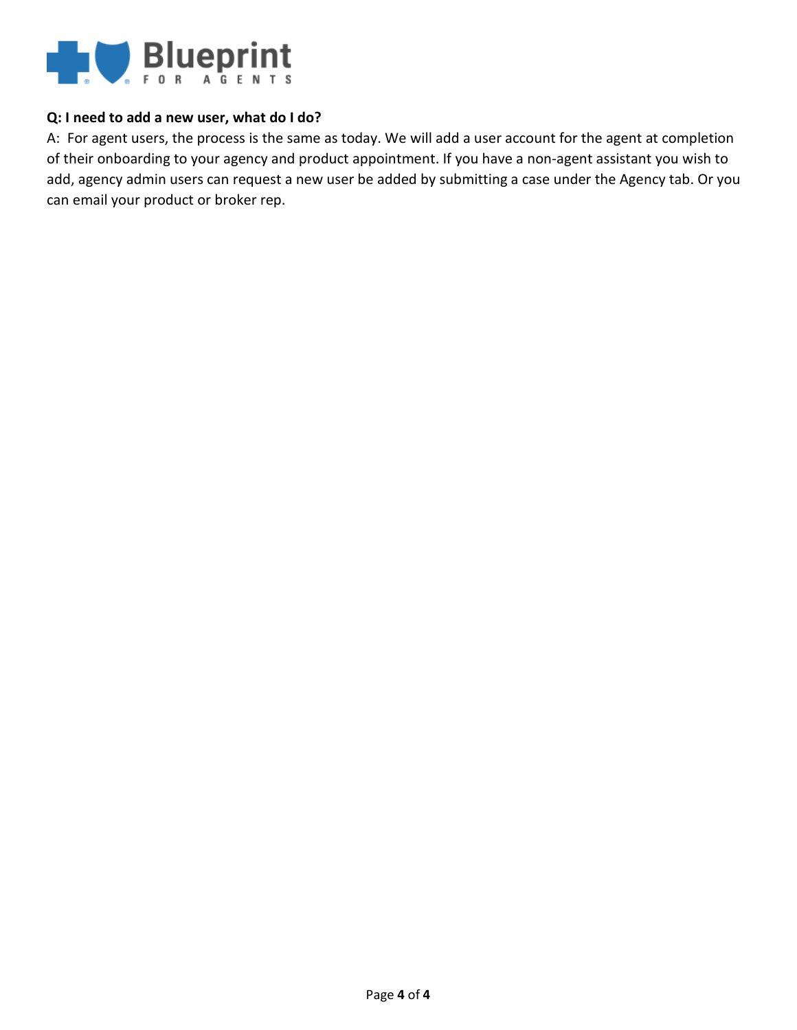**Q: I need to add a new user, what do I do?**

A: For agent users, the process is the same as today. We will add a user account for the agent at completion of their onboarding to your agency and product appointment. If you have a non-agent assistant you wish to add, agency admin users can request a new user be added by submitting a case under the Agency tab. Or you can email your product or broker rep.